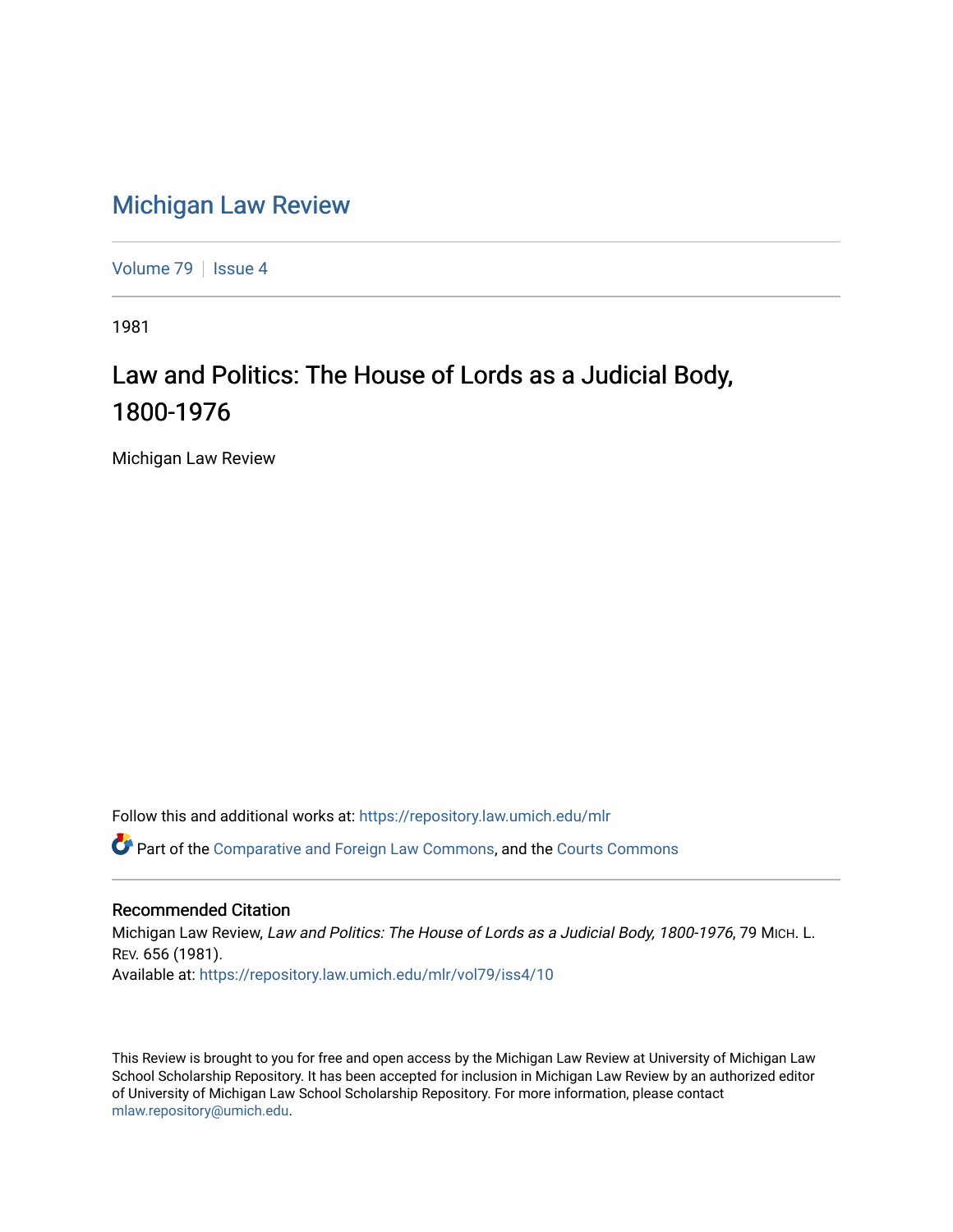# Michigan Law Review

Volume 79 | Issue 4

1981

## Law and Politics: The House of Lords as a Judicial Body, 1800-1976

Michigan Law Review

Follow this and additional works at: https://repository.law.umich.edu/mlr

Part of the Comparative and Foreign Law Commons, and the Courts Commons

### Recommended Citation

Michigan Law Review, *Law and Politics: The House of Lords as a Judicial Body, 1800-1976*, 79 MICH. L. REV. 656 (1981).

Available at: https://repository.law.umich.edu/mlr/vol79/iss4/10

This Review is brought to you for free and open access by the Michigan Law Review at University of Michigan Law School Scholarship Repository. It has been accepted for inclusion in Michigan Law Review by an authorized editor of University of Michigan Law School Scholarship Repository. For more information, please contact mlaw.repository@umich.edu.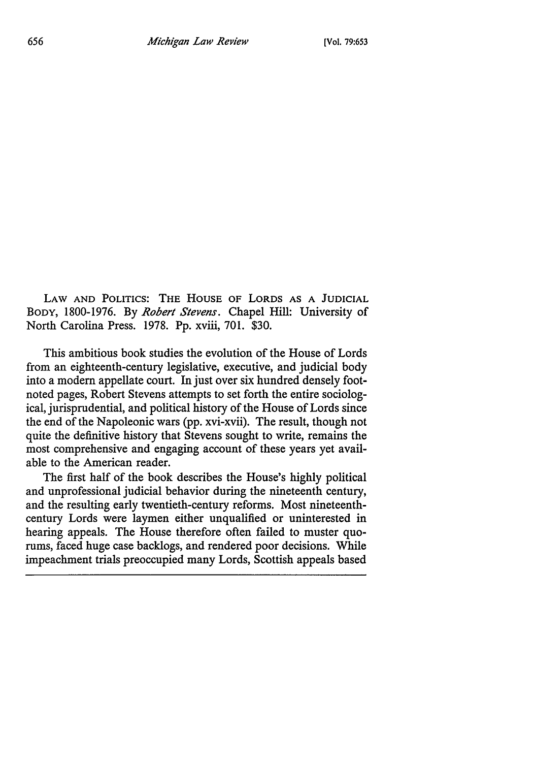LAW AND POLITICS: THE HOUSE OF LORDS AS A JUDICIAL BODY, 1800-1976. By *Robert Stevens*. Chapel Hill: University of North Carolina Press. 1978. Pp. xviii, 701. $30.

This ambitious book studies the evolution of the House of Lords from an eighteenth-century legislative, executive, and judicial body into a modern appellate court. In just over six hundred densely footnoted pages, Robert Stevens attempts to set forth the entire sociological, jurisprudential, and political history of the House of Lords since the end of the Napoleonic wars (pp. xvi-xvii). The result, though not quite the definitive history that Stevens sought to write, remains the most comprehensive and engaging account of these years yet available to the American reader.

The first half of the book describes the House's highly political and unprofessional judicial behavior during the nineteenth century, and the resulting early twentieth-century reforms. Most nineteenth-century Lords were laymen either unqualified or uninterested in hearing appeals. The House therefore often failed to muster quorums, faced huge case backlogs, and rendered poor decisions. While impeachment trials preoccupied many Lords, Scottish appeals based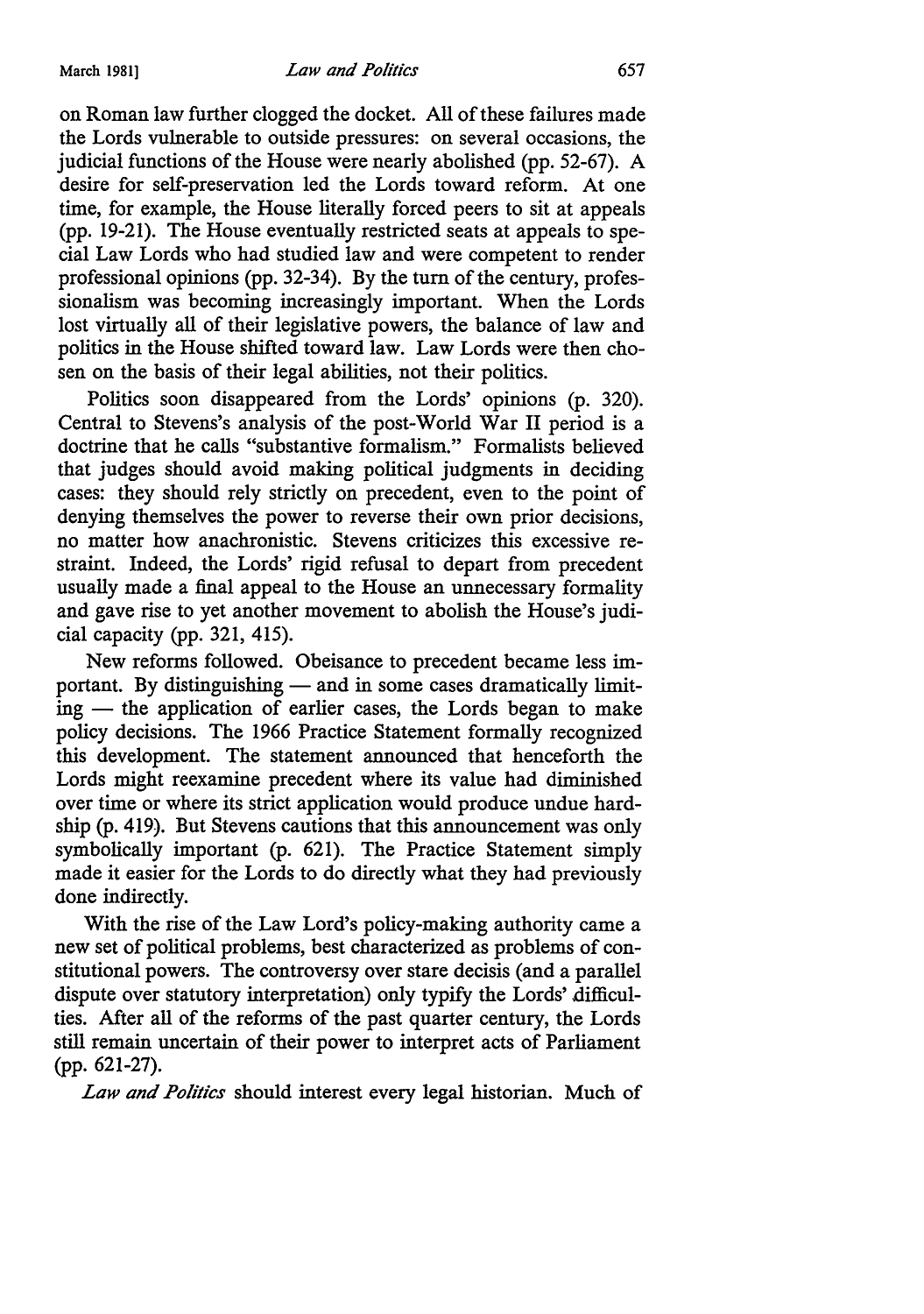on Roman law further clogged the docket. All of these failures made the Lords vulnerable to outside pressures: on several occasions, the judicial functions of the House were nearly abolished (pp. 52-67). A desire for self-preservation led the Lords toward reform. At one time, for example, the House literally forced peers to sit at appeals (pp. 19-21). The House eventually restricted seats at appeals to special Law Lords who had studied law and were competent to render professional opinions (pp. 32-34). By the turn of the century, professionalism was becoming increasingly important. When the Lords lost virtually all of their legislative powers, the balance of law and politics in the House shifted toward law. Law Lords were then chosen on the basis of their legal abilities, not their politics.

Politics soon disappeared from the Lords' opinions (p. 320). Central to Stevens's analysis of the post-World War II period is a doctrine that he calls "substantive formalism." Formalists believed that judges should avoid making political judgments in deciding cases: they should rely strictly on precedent, even to the point of denying themselves the power to reverse their own prior decisions, no matter how anachronistic. Stevens criticizes this excessive restraint. Indeed, the Lords' rigid refusal to depart from precedent usually made a final appeal to the House an unnecessary formality and gave rise to yet another movement to abolish the House's judicial capacity (pp. 321, 415).

New reforms followed. Obeisance to precedent became less important. By distinguishing — and in some cases dramatically limiting — the application of earlier cases, the Lords began to make policy decisions. The 1966 Practice Statement formally recognized this development. The statement announced that henceforth the Lords might reexamine precedent where its value had diminished over time or where its strict application would produce undue hardship (p. 419). But Stevens cautions that this announcement was only symbolically important (p. 621). The Practice Statement simply made it easier for the Lords to do directly what they had previously done indirectly.

With the rise of the Law Lord's policy-making authority came a new set of political problems, best characterized as problems of constitutional powers. The controversy over stare decisis (and a parallel dispute over statutory interpretation) only typify the Lords' difficulties. After all of the reforms of the past quarter century, the Lords still remain uncertain of their power to interpret acts of Parliament (pp. 621-27).

*Law and Politics* should interest every legal historian. Much of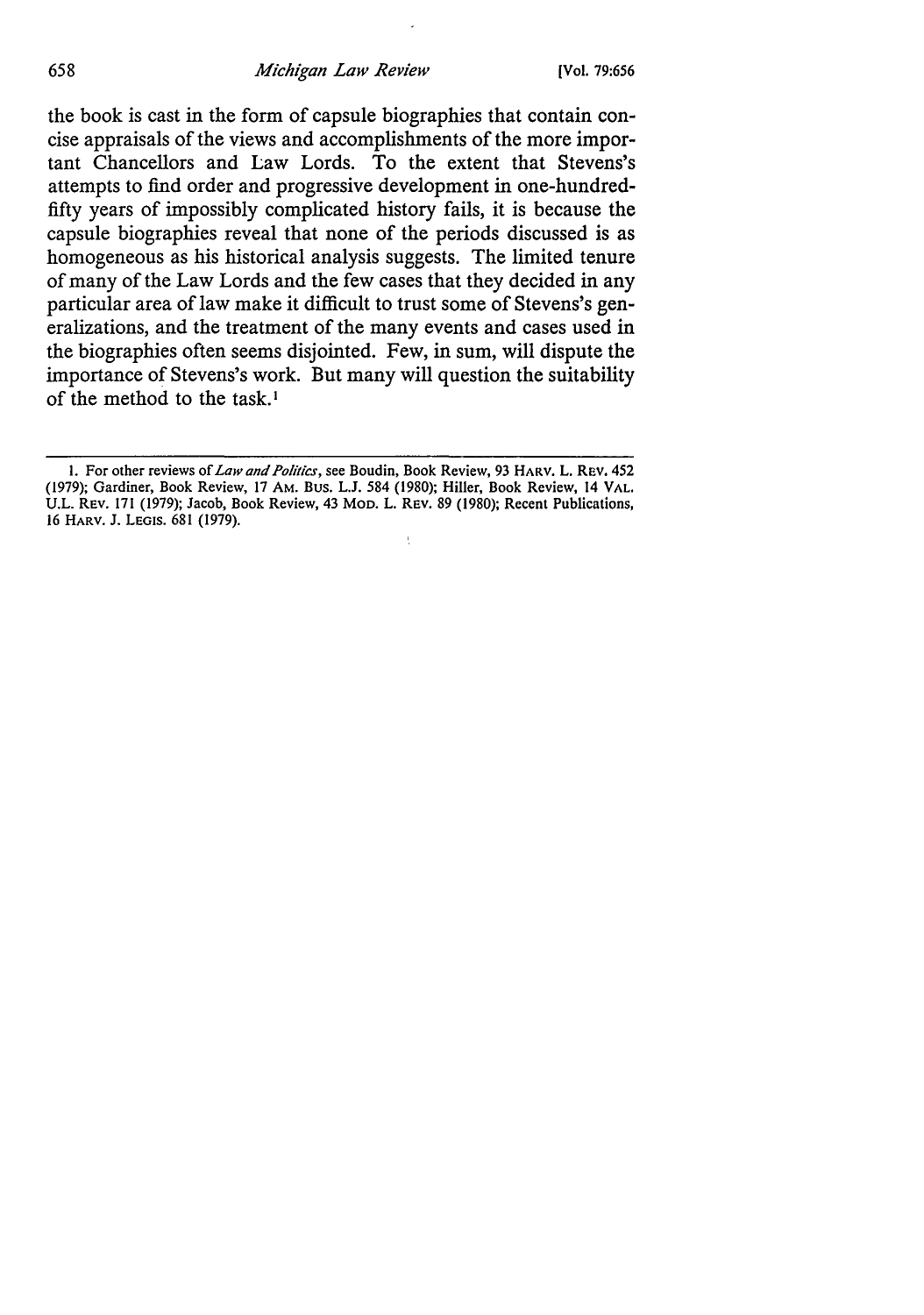the book is cast in the form of capsule biographies that contain concise appraisals of the views and accomplishments of the more important Chancellors and Law Lords. To the extent that Stevens's attempts to find order and progressive development in one-hundred-fifty years of impossibly complicated history fails, it is because the capsule biographies reveal that none of the periods discussed is as homogeneous as his historical analysis suggests. The limited tenure of many of the Law Lords and the few cases that they decided in any particular area of law make it difficult to trust some of Stevens's generalizations, and the treatment of the many events and cases used in the biographies often seems disjointed. Few, in sum, will dispute the importance of Stevens's work. But many will question the suitability of the method to the task.[1]

---

1. For other reviews of *Law and Politics*, see Boudin, Book Review, 93 HARV. L. REV. 452 (1979); Gardiner, Book Review, 17 AM. BUS. L.J. 584 (1980); Hiller, Book Review, 14 VAL. U.L. REV. 171 (1979); Jacob, Book Review, 43 MOD. L. REV. 89 (1980); Recent Publications, 16 HARV. J. LEGIS. 681 (1979).